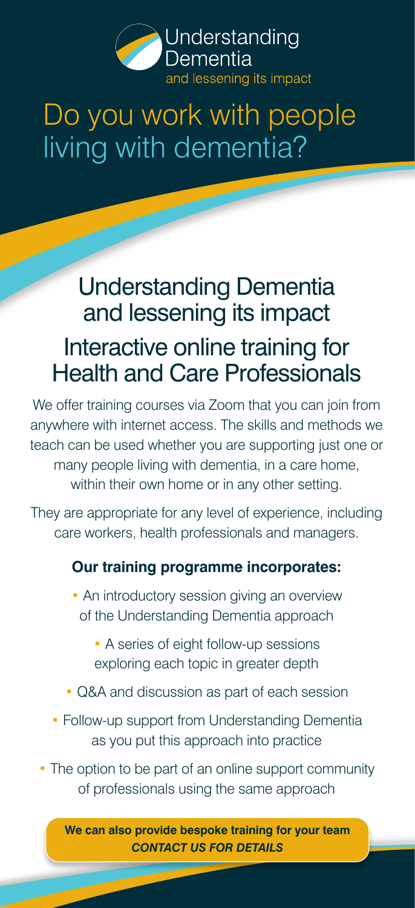Understanding
Dementia
and lessening its impact

# Do you work with people living with dementia?

## Understanding Dementia and lessening its impact

## Interactive online training for Health and Care Professionals

We offer training courses via Zoom that you can join from anywhere with internet access. The skills and methods we teach can be used whether you are supporting just one or many people living with dementia, in a care home, within their own home or in any other setting.

They are appropriate for any level of experience, including care workers, health professionals and managers.

**Our training programme incorporates:**

- An introductory session giving an overview of the Understanding Dementia approach
- A series of eight follow-up sessions exploring each topic in greater depth
- Q&A and discussion as part of each session
- Follow-up support from Understanding Dementia as you put this approach into practice
- The option to be part of an online support community of professionals using the same approach

**We can also provide bespoke training for your team**
***CONTACT US FOR DETAILS***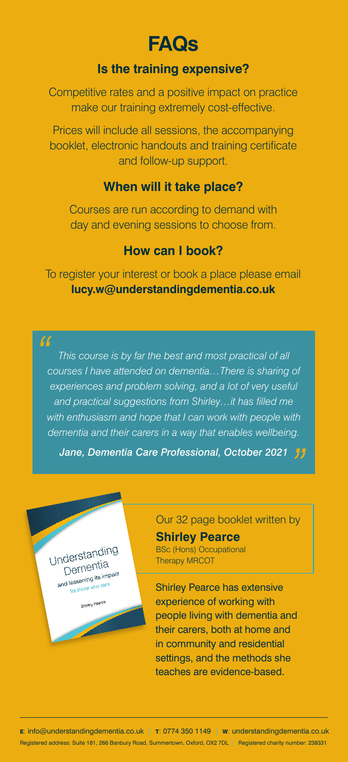# FAQs

## Is the training expensive?

Competitive rates and a positive impact on practice make our training extremely cost-effective.

Prices will include all sessions, the accompanying booklet, electronic handouts and training certificate and follow-up support.

## When will it take place?

Courses are run according to demand with day and evening sessions to choose from.

## How can I book?

To register your interest or book a place please email **lucy.w@understandingdementia.co.uk**

> *"This course is by far the best and most practical of all courses I have attended on dementia…There is sharing of experiences and problem solving, and a lot of very useful and practical suggestions from Shirley…it has filled me with enthusiasm and hope that I can work with people with dementia and their carers in a way that enables wellbeing.*
>
> ***Jane, Dementia Care Professional, October 2021"***

Understanding Dementia and lessening its impact for those who care

Shirley Pearce

Our 32 page booklet written by

**Shirley Pearce**
BSc (Hons) Occupational Therapy MRCOT

Shirley Pearce has extensive experience of working with people living with dementia and their carers, both at home and in community and residential settings, and the methods she teaches are evidence-based.

**E**: info@understandingdementia.co.uk | **T**: 0774 350 1149 | **W**: understandingdementia.co.uk

Registered address: Suite 181, 266 Banbury Road, Summertown, Oxford, OX2 7DL | Registered charity number: 238331